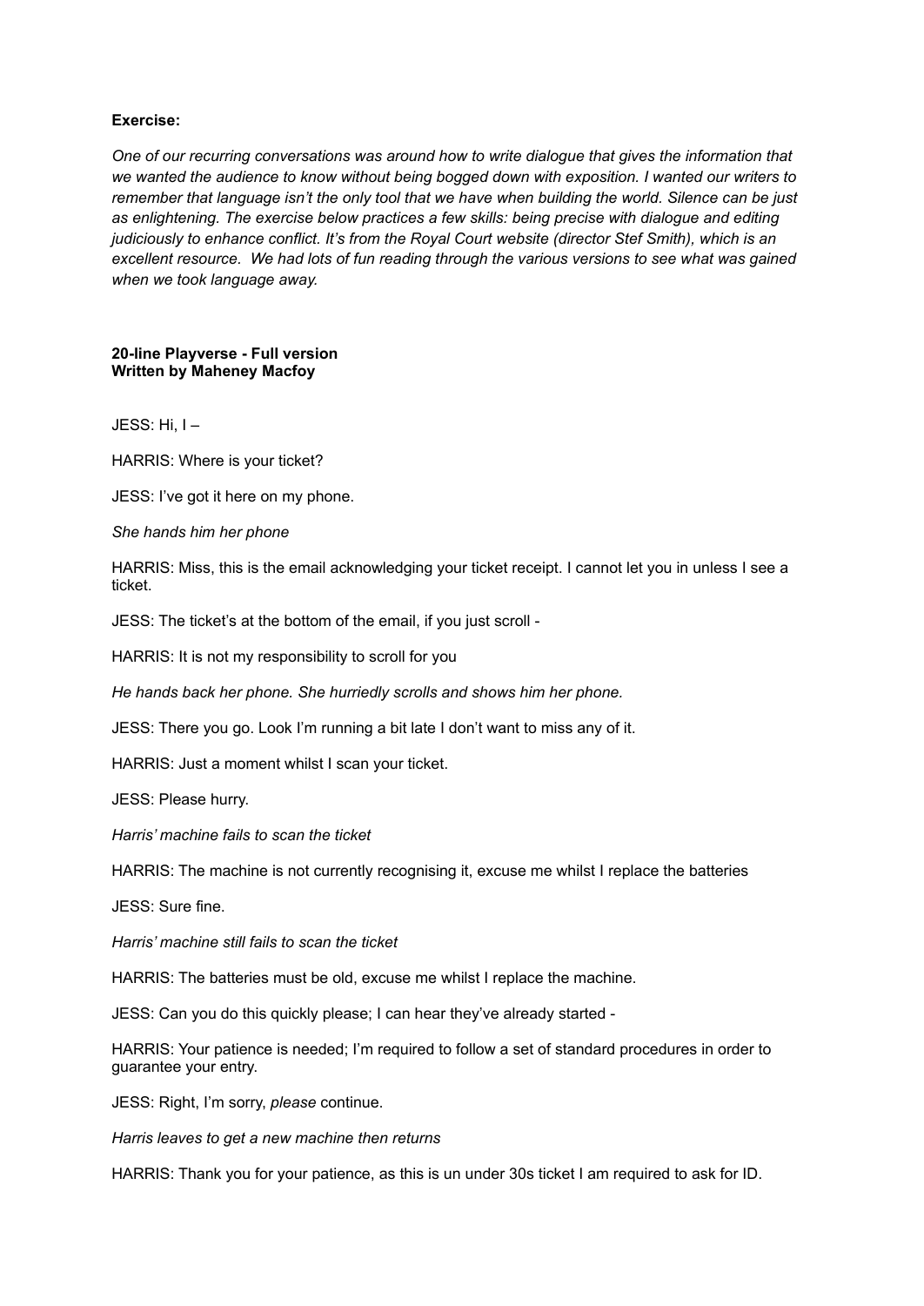**Exercise:**

*One of our recurring conversations was around how to write dialogue that gives the information that we wanted the audience to know without being bogged down with exposition. I wanted our writers to remember that language isn't the only tool that we have when building the world. Silence can be just as enlightening. The exercise below practices a few skills: being precise with dialogue and editing judiciously to enhance conflict. It's from the Royal Court website (director Stef Smith), which is an excellent resource. We had lots of fun reading through the various versions to see what was gained when we took language away.*

**20-line Playverse - Full version**
**Written by Maheney Macfoy**

JESS: Hi, I –

HARRIS: Where is your ticket?

JESS: I've got it here on my phone.

*She hands him her phone*

HARRIS: Miss, this is the email acknowledging your ticket receipt. I cannot let you in unless I see a ticket.

JESS: The ticket's at the bottom of the email, if you just scroll -

HARRIS: It is not my responsibility to scroll for you

*He hands back her phone. She hurriedly scrolls and shows him her phone.*

JESS: There you go. Look I'm running a bit late I don't want to miss any of it.

HARRIS: Just a moment whilst I scan your ticket.

JESS: Please hurry.

*Harris' machine fails to scan the ticket*

HARRIS: The machine is not currently recognising it, excuse me whilst I replace the batteries

JESS: Sure fine.

*Harris' machine still fails to scan the ticket*

HARRIS: The batteries must be old, excuse me whilst I replace the machine.

JESS: Can you do this quickly please; I can hear they've already started -

HARRIS: Your patience is needed; I'm required to follow a set of standard procedures in order to guarantee your entry.

JESS: Right, I'm sorry, *please* continue.

*Harris leaves to get a new machine then returns*

HARRIS: Thank you for your patience, as this is un under 30s ticket I am required to ask for ID.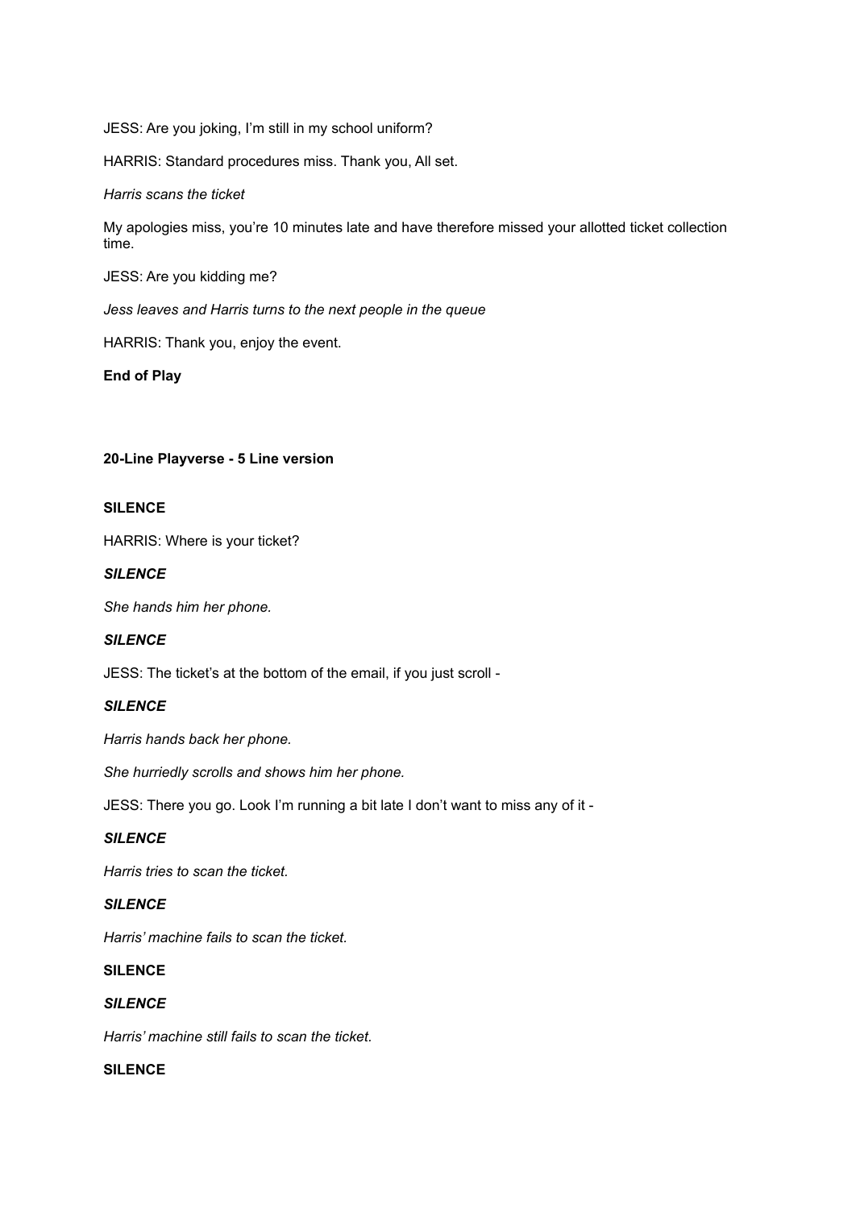JESS: Are you joking, I'm still in my school uniform?

HARRIS: Standard procedures miss. Thank you, All set.

*Harris scans the ticket*

My apologies miss, you're 10 minutes late and have therefore missed your allotted ticket collection time.

JESS: Are you kidding me?

*Jess leaves and Harris turns to the next people in the queue*

HARRIS: Thank you, enjoy the event.

**End of Play**

**20-Line Playverse - 5 Line version**

**SILENCE**

HARRIS: Where is your ticket?

***SILENCE***

*She hands him her phone.*

***SILENCE***

JESS: The ticket's at the bottom of the email, if you just scroll -

***SILENCE***

*Harris hands back her phone.*

*She hurriedly scrolls and shows him her phone.*

JESS: There you go. Look I'm running a bit late I don't want to miss any of it -

***SILENCE***

*Harris tries to scan the ticket.*

***SILENCE***

*Harris' machine fails to scan the ticket.*

**SILENCE**

***SILENCE***

*Harris' machine still fails to scan the ticket.*

**SILENCE**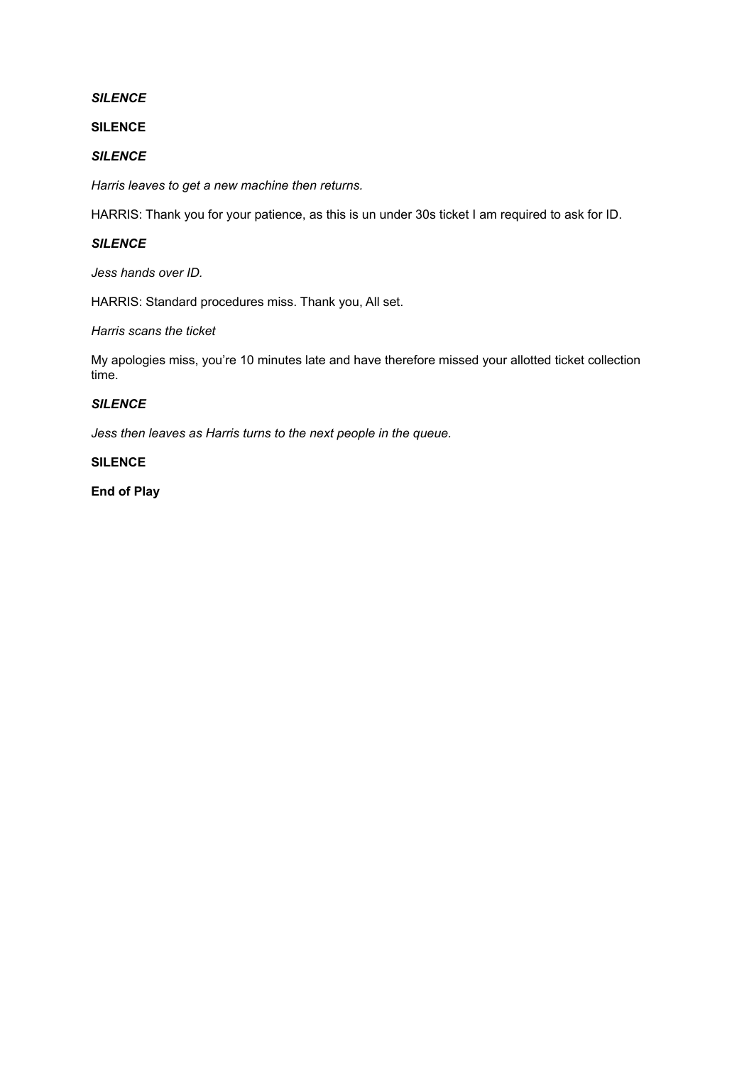***SILENCE***

**SILENCE**

***SILENCE***

*Harris leaves to get a new machine then returns.*

HARRIS: Thank you for your patience, as this is un under 30s ticket I am required to ask for ID.

***SILENCE***

*Jess hands over ID.*

HARRIS: Standard procedures miss. Thank you, All set.

*Harris scans the ticket*

My apologies miss, you're 10 minutes late and have therefore missed your allotted ticket collection time.

***SILENCE***

*Jess then leaves as Harris turns to the next people in the queue.*

**SILENCE**

**End of Play**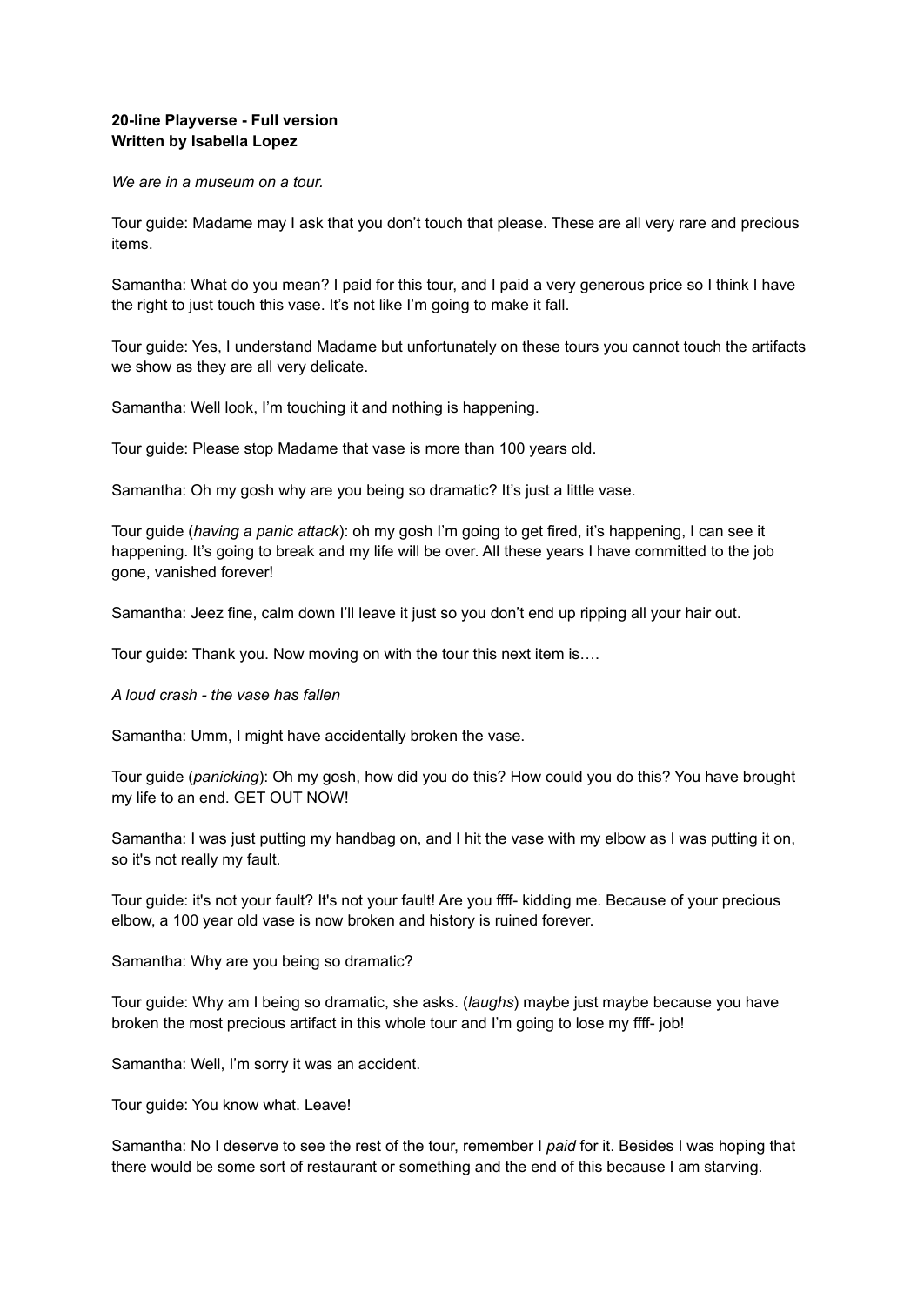**20-line Playverse - Full version**
**Written by Isabella Lopez**

*We are in a museum on a tour.*

Tour guide: Madame may I ask that you don't touch that please. These are all very rare and precious items.

Samantha: What do you mean? I paid for this tour, and I paid a very generous price so I think I have the right to just touch this vase. It's not like I'm going to make it fall.

Tour guide: Yes, I understand Madame but unfortunately on these tours you cannot touch the artifacts we show as they are all very delicate.

Samantha: Well look, I'm touching it and nothing is happening.

Tour guide: Please stop Madame that vase is more than 100 years old.

Samantha: Oh my gosh why are you being so dramatic? It's just a little vase.

Tour guide (*having a panic attack*): oh my gosh I'm going to get fired, it's happening, I can see it happening. It's going to break and my life will be over. All these years I have committed to the job gone, vanished forever!

Samantha: Jeez fine, calm down I'll leave it just so you don't end up ripping all your hair out.

Tour guide: Thank you. Now moving on with the tour this next item is….

*A loud crash - the vase has fallen*

Samantha: Umm, I might have accidentally broken the vase.

Tour guide (*panicking*): Oh my gosh, how did you do this? How could you do this? You have brought my life to an end. GET OUT NOW!

Samantha: I was just putting my handbag on, and I hit the vase with my elbow as I was putting it on, so it's not really my fault.

Tour guide: it's not your fault? It's not your fault! Are you ffff- kidding me. Because of your precious elbow, a 100 year old vase is now broken and history is ruined forever.

Samantha: Why are you being so dramatic?

Tour guide: Why am I being so dramatic, she asks. (*laughs*) maybe just maybe because you have broken the most precious artifact in this whole tour and I'm going to lose my ffff- job!

Samantha: Well, I'm sorry it was an accident.

Tour guide: You know what. Leave!

Samantha: No I deserve to see the rest of the tour, remember I *paid* for it. Besides I was hoping that there would be some sort of restaurant or something and the end of this because I am starving.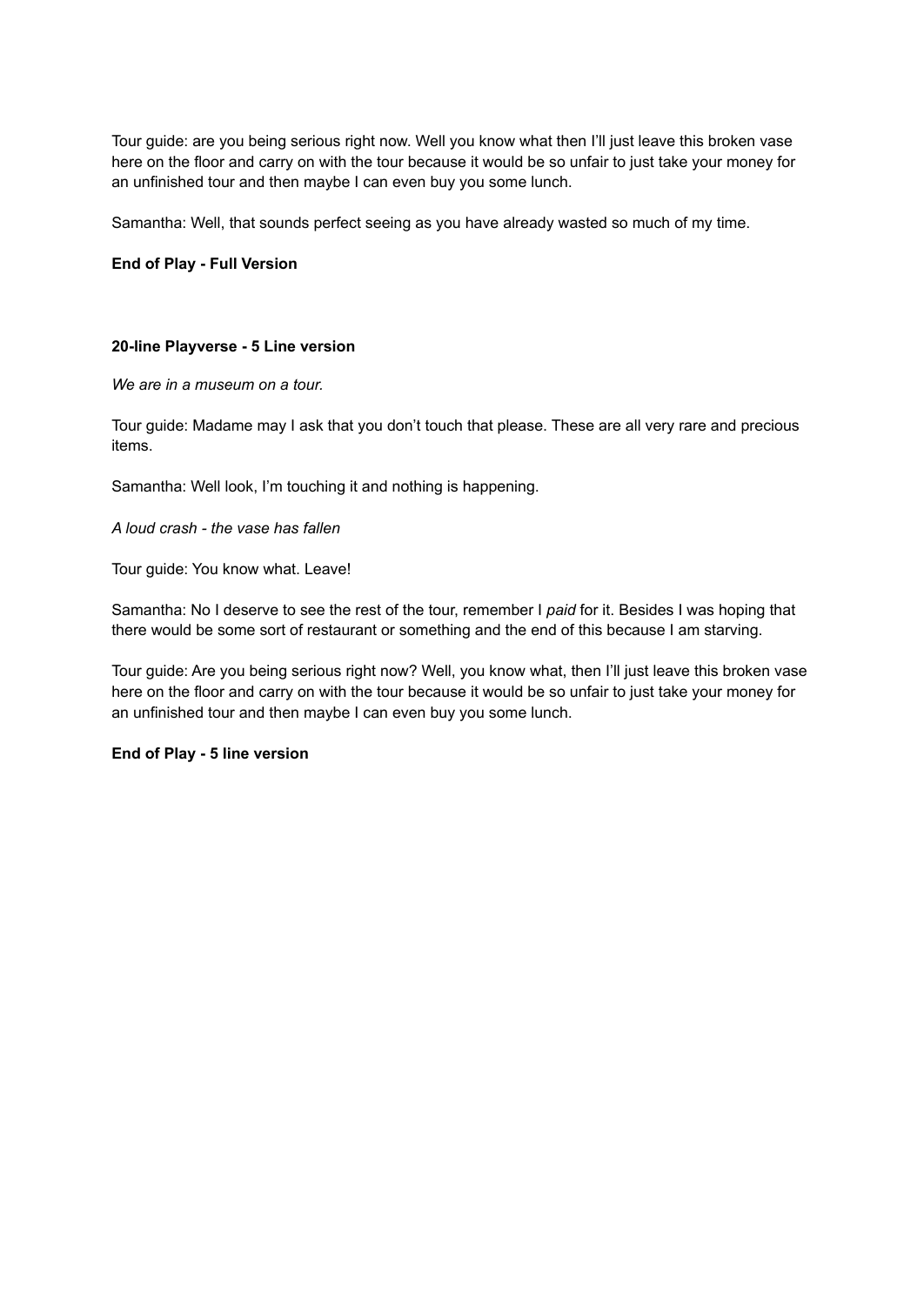Tour guide: are you being serious right now. Well you know what then I'll just leave this broken vase here on the floor and carry on with the tour because it would be so unfair to just take your money for an unfinished tour and then maybe I can even buy you some lunch.

Samantha: Well, that sounds perfect seeing as you have already wasted so much of my time.

**End of Play - Full Version**

**20-line Playverse - 5 Line version**

*We are in a museum on a tour.*

Tour guide: Madame may I ask that you don't touch that please. These are all very rare and precious items.

Samantha: Well look, I'm touching it and nothing is happening.

*A loud crash - the vase has fallen*

Tour guide: You know what. Leave!

Samantha: No I deserve to see the rest of the tour, remember I *paid* for it. Besides I was hoping that there would be some sort of restaurant or something and the end of this because I am starving.

Tour guide: Are you being serious right now? Well, you know what, then I'll just leave this broken vase here on the floor and carry on with the tour because it would be so unfair to just take your money for an unfinished tour and then maybe I can even buy you some lunch.

**End of Play - 5 line version**